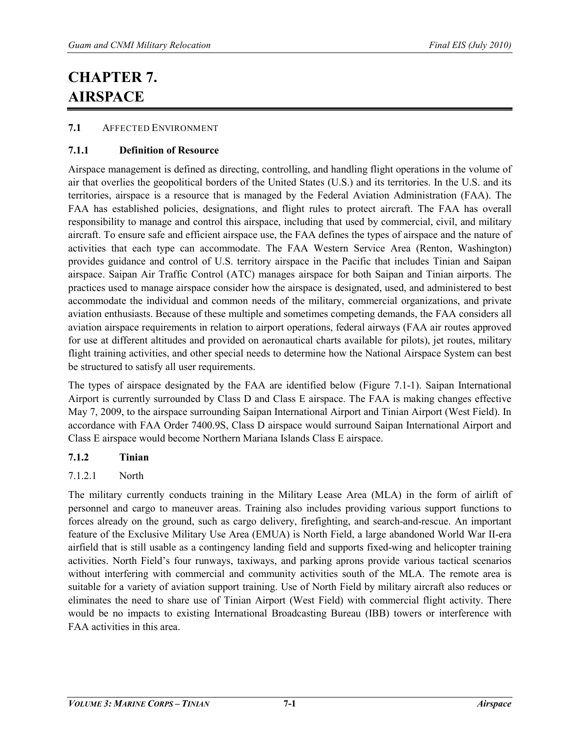# CHAPTER 7. AIRSPACE

## 7.1 AFFECTED ENVIRONMENT

### 7.1.1 Definition of Resource

Airspace management is defined as directing, controlling, and handling flight operations in the volume of air that overlies the geopolitical borders of the United States (U.S.) and its territories. In the U.S. and its territories, airspace is a resource that is managed by the Federal Aviation Administration (FAA). The FAA has established policies, designations, and flight rules to protect aircraft. The FAA has overall responsibility to manage and control this airspace, including that used by commercial, civil, and military aircraft. To ensure safe and efficient airspace use, the FAA defines the types of airspace and the nature of activities that each type can accommodate. The FAA Western Service Area (Renton, Washington) provides guidance and control of U.S. territory airspace in the Pacific that includes Tinian and Saipan airspace. Saipan Air Traffic Control (ATC) manages airspace for both Saipan and Tinian airports. The practices used to manage airspace consider how the airspace is designated, used, and administered to best accommodate the individual and common needs of the military, commercial organizations, and private aviation enthusiasts. Because of these multiple and sometimes competing demands, the FAA considers all aviation airspace requirements in relation to airport operations, federal airways (FAA air routes approved for use at different altitudes and provided on aeronautical charts available for pilots), jet routes, military flight training activities, and other special needs to determine how the National Airspace System can best be structured to satisfy all user requirements.

The types of airspace designated by the FAA are identified below (Figure 7.1-1). Saipan International Airport is currently surrounded by Class D and Class E airspace. The FAA is making changes effective May 7, 2009, to the airspace surrounding Saipan International Airport and Tinian Airport (West Field). In accordance with FAA Order 7400.9S, Class D airspace would surround Saipan International Airport and Class E airspace would become Northern Mariana Islands Class E airspace.

### 7.1.2 Tinian

#### 7.1.2.1 North

The military currently conducts training in the Military Lease Area (MLA) in the form of airlift of personnel and cargo to maneuver areas. Training also includes providing various support functions to forces already on the ground, such as cargo delivery, firefighting, and search-and-rescue. An important feature of the Exclusive Military Use Area (EMUA) is North Field, a large abandoned World War II-era airfield that is still usable as a contingency landing field and supports fixed-wing and helicopter training activities. North Field's four runways, taxiways, and parking aprons provide various tactical scenarios without interfering with commercial and community activities south of the MLA. The remote area is suitable for a variety of aviation support training. Use of North Field by military aircraft also reduces or eliminates the need to share use of Tinian Airport (West Field) with commercial flight activity. There would be no impacts to existing International Broadcasting Bureau (IBB) towers or interference with FAA activities in this area.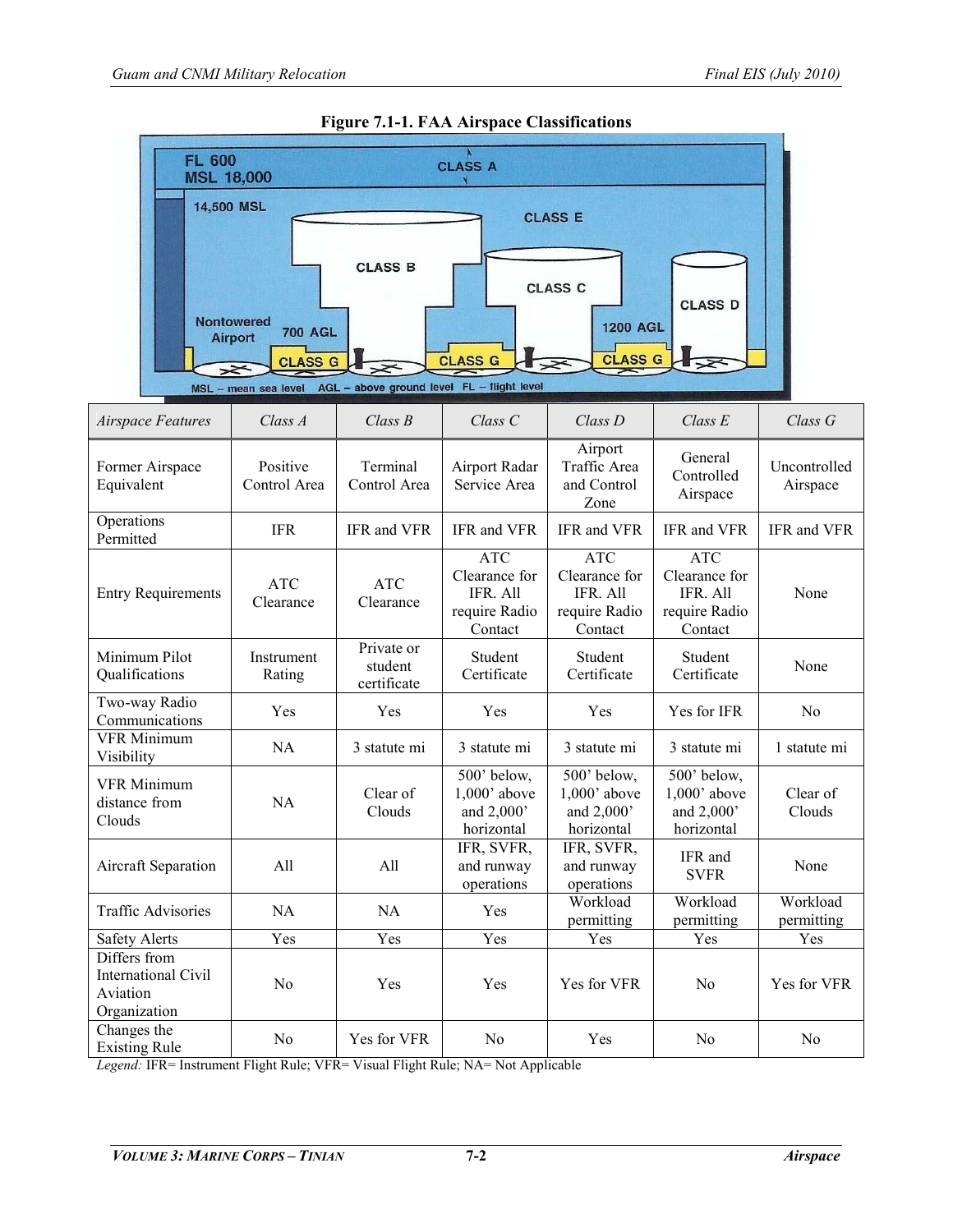**Figure 7.1-1. FAA Airspace Classifications**

| *Airspace Features* | *Class A* | *Class B* | *Class C* | *Class D* | *Class E* | *Class G* |
|---|---|---|---|---|---|---|
| Former Airspace Equivalent | Positive Control Area | Terminal Control Area | Airport Radar Service Area | Airport Traffic Area and Control Zone | General Controlled Airspace | Uncontrolled Airspace |
| Operations Permitted | IFR | IFR and VFR | IFR and VFR | IFR and VFR | IFR and VFR | IFR and VFR |
| Entry Requirements | ATC Clearance | ATC Clearance | ATC Clearance for IFR. All require Radio Contact | ATC Clearance for IFR. All require Radio Contact | ATC Clearance for IFR. All require Radio Contact | None |
| Minimum Pilot Qualifications | Instrument Rating | Private or student certificate | Student Certificate | Student Certificate | Student Certificate | None |
| Two-way Radio Communications | Yes | Yes | Yes | Yes | Yes for IFR | No |
| VFR Minimum Visibility | NA | 3 statute mi | 3 statute mi | 3 statute mi | 3 statute mi | 1 statute mi |
| VFR Minimum distance from Clouds | NA | Clear of Clouds | 500' below, 1,000' above and 2,000' horizontal | 500' below, 1,000' above and 2,000' horizontal | 500' below, 1,000' above and 2,000' horizontal | Clear of Clouds |
| Aircraft Separation | All | All | IFR, SVFR, and runway operations | IFR, SVFR, and runway operations | IFR and SVFR | None |
| Traffic Advisories | NA | NA | Yes | Workload permitting | Workload permitting | Workload permitting |
| Safety Alerts | Yes | Yes | Yes | Yes | Yes | Yes |
| Differs from International Civil Aviation Organization | No | Yes | Yes | Yes for VFR | No | Yes for VFR |
| Changes the Existing Rule | No | Yes for VFR | No | Yes | No | No |

*Legend:* IFR= Instrument Flight Rule; VFR= Visual Flight Rule; NA= Not Applicable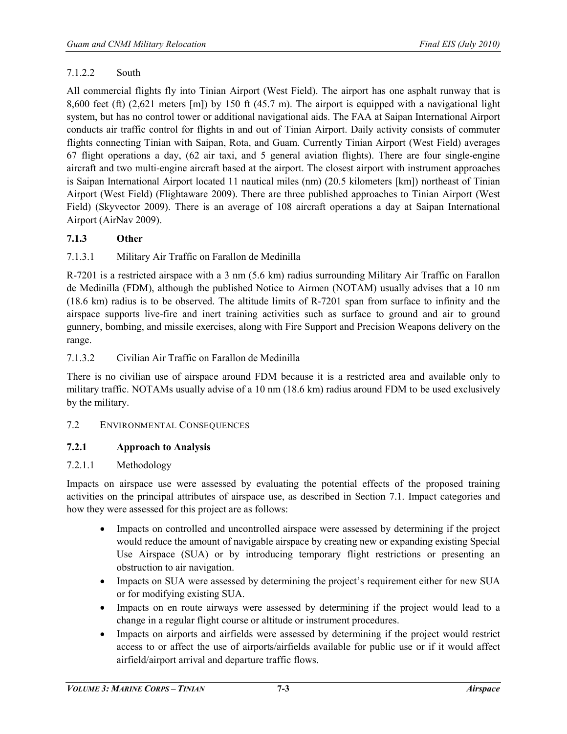#### 7.1.2.2 South

All commercial flights fly into Tinian Airport (West Field). The airport has one asphalt runway that is 8,600 feet (ft) (2,621 meters [m]) by 150 ft (45.7 m). The airport is equipped with a navigational light system, but has no control tower or additional navigational aids. The FAA at Saipan International Airport conducts air traffic control for flights in and out of Tinian Airport. Daily activity consists of commuter flights connecting Tinian with Saipan, Rota, and Guam. Currently Tinian Airport (West Field) averages 67 flight operations a day, (62 air taxi, and 5 general aviation flights). There are four single-engine aircraft and two multi-engine aircraft based at the airport. The closest airport with instrument approaches is Saipan International Airport located 11 nautical miles (nm) (20.5 kilometers [km]) northeast of Tinian Airport (West Field) (Flightaware 2009). There are three published approaches to Tinian Airport (West Field) (Skyvector 2009). There is an average of 108 aircraft operations a day at Saipan International Airport (AirNav 2009).

### 7.1.3 Other

#### 7.1.3.1 Military Air Traffic on Farallon de Medinilla

R-7201 is a restricted airspace with a 3 nm (5.6 km) radius surrounding Military Air Traffic on Farallon de Medinilla (FDM), although the published Notice to Airmen (NOTAM) usually advises that a 10 nm (18.6 km) radius is to be observed. The altitude limits of R-7201 span from surface to infinity and the airspace supports live-fire and inert training activities such as surface to ground and air to ground gunnery, bombing, and missile exercises, along with Fire Support and Precision Weapons delivery on the range.

#### 7.1.3.2 Civilian Air Traffic on Farallon de Medinilla

There is no civilian use of airspace around FDM because it is a restricted area and available only to military traffic. NOTAMs usually advise of a 10 nm (18.6 km) radius around FDM to be used exclusively by the military.

## 7.2 Environmental Consequences

### 7.2.1 Approach to Analysis

#### 7.2.1.1 Methodology

Impacts on airspace use were assessed by evaluating the potential effects of the proposed training activities on the principal attributes of airspace use, as described in Section 7.1. Impact categories and how they were assessed for this project are as follows:

- Impacts on controlled and uncontrolled airspace were assessed by determining if the project would reduce the amount of navigable airspace by creating new or expanding existing Special Use Airspace (SUA) or by introducing temporary flight restrictions or presenting an obstruction to air navigation.
- Impacts on SUA were assessed by determining the project's requirement either for new SUA or for modifying existing SUA.
- Impacts on en route airways were assessed by determining if the project would lead to a change in a regular flight course or altitude or instrument procedures.
- Impacts on airports and airfields were assessed by determining if the project would restrict access to or affect the use of airports/airfields available for public use or if it would affect airfield/airport arrival and departure traffic flows.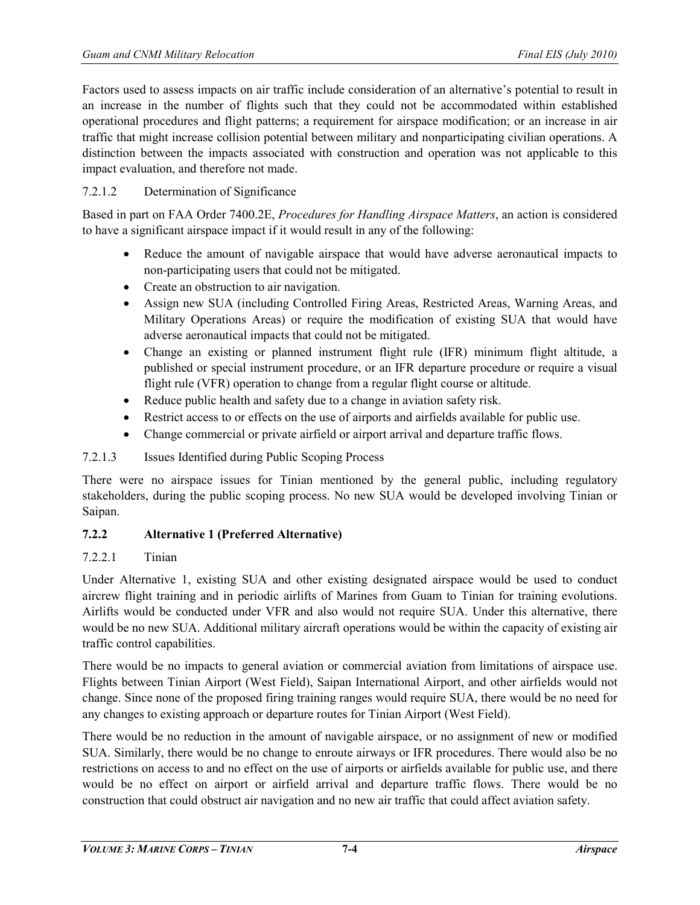Factors used to assess impacts on air traffic include consideration of an alternative's potential to result in an increase in the number of flights such that they could not be accommodated within established operational procedures and flight patterns; a requirement for airspace modification; or an increase in air traffic that might increase collision potential between military and nonparticipating civilian operations. A distinction between the impacts associated with construction and operation was not applicable to this impact evaluation, and therefore not made.

#### 7.2.1.2 Determination of Significance

Based in part on FAA Order 7400.2E, *Procedures for Handling Airspace Matters*, an action is considered to have a significant airspace impact if it would result in any of the following:

- Reduce the amount of navigable airspace that would have adverse aeronautical impacts to non-participating users that could not be mitigated.
- Create an obstruction to air navigation.
- Assign new SUA (including Controlled Firing Areas, Restricted Areas, Warning Areas, and Military Operations Areas) or require the modification of existing SUA that would have adverse aeronautical impacts that could not be mitigated.
- Change an existing or planned instrument flight rule (IFR) minimum flight altitude, a published or special instrument procedure, or an IFR departure procedure or require a visual flight rule (VFR) operation to change from a regular flight course or altitude.
- Reduce public health and safety due to a change in aviation safety risk.
- Restrict access to or effects on the use of airports and airfields available for public use.
- Change commercial or private airfield or airport arrival and departure traffic flows.

#### 7.2.1.3 Issues Identified during Public Scoping Process

There were no airspace issues for Tinian mentioned by the general public, including regulatory stakeholders, during the public scoping process. No new SUA would be developed involving Tinian or Saipan.

### 7.2.2 Alternative 1 (Preferred Alternative)

#### 7.2.2.1 Tinian

Under Alternative 1, existing SUA and other existing designated airspace would be used to conduct aircrew flight training and in periodic airlifts of Marines from Guam to Tinian for training evolutions. Airlifts would be conducted under VFR and also would not require SUA. Under this alternative, there would be no new SUA. Additional military aircraft operations would be within the capacity of existing air traffic control capabilities.

There would be no impacts to general aviation or commercial aviation from limitations of airspace use. Flights between Tinian Airport (West Field), Saipan International Airport, and other airfields would not change. Since none of the proposed firing training ranges would require SUA, there would be no need for any changes to existing approach or departure routes for Tinian Airport (West Field).

There would be no reduction in the amount of navigable airspace, or no assignment of new or modified SUA. Similarly, there would be no change to enroute airways or IFR procedures. There would also be no restrictions on access to and no effect on the use of airports or airfields available for public use, and there would be no effect on airport or airfield arrival and departure traffic flows. There would be no construction that could obstruct air navigation and no new air traffic that could affect aviation safety.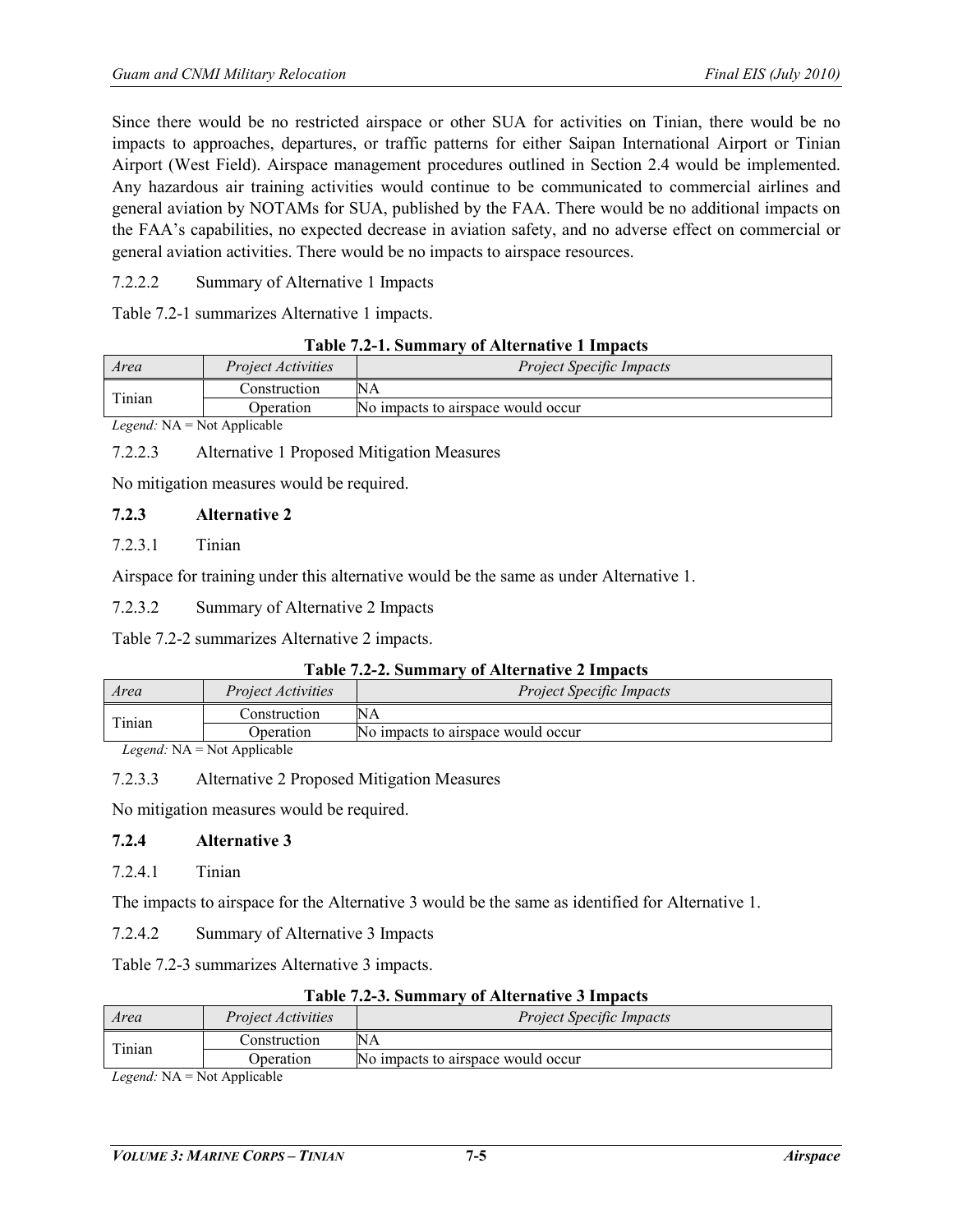Since there would be no restricted airspace or other SUA for activities on Tinian, there would be no impacts to approaches, departures, or traffic patterns for either Saipan International Airport or Tinian Airport (West Field). Airspace management procedures outlined in Section 2.4 would be implemented. Any hazardous air training activities would continue to be communicated to commercial airlines and general aviation by NOTAMs for SUA, published by the FAA. There would be no additional impacts on the FAA's capabilities, no expected decrease in aviation safety, and no adverse effect on commercial or general aviation activities. There would be no impacts to airspace resources.

#### 7.2.2.2 Summary of Alternative 1 Impacts

Table 7.2-1 summarizes Alternative 1 impacts.

**Table 7.2-1. Summary of Alternative 1 Impacts**

| *Area* | *Project Activities* | *Project Specific Impacts* |
|---|---|---|
| Tinian | Construction | NA |
| | Operation | No impacts to airspace would occur |

*Legend:* NA = Not Applicable

#### 7.2.2.3 Alternative 1 Proposed Mitigation Measures

No mitigation measures would be required.

### 7.2.3 Alternative 2

#### 7.2.3.1 Tinian

Airspace for training under this alternative would be the same as under Alternative 1.

#### 7.2.3.2 Summary of Alternative 2 Impacts

Table 7.2-2 summarizes Alternative 2 impacts.

**Table 7.2-2. Summary of Alternative 2 Impacts**

| *Area* | *Project Activities* | *Project Specific Impacts* |
|---|---|---|
| Tinian | Construction | NA |
| | Operation | No impacts to airspace would occur |

*Legend:* NA = Not Applicable

#### 7.2.3.3 Alternative 2 Proposed Mitigation Measures

No mitigation measures would be required.

### 7.2.4 Alternative 3

#### 7.2.4.1 Tinian

The impacts to airspace for the Alternative 3 would be the same as identified for Alternative 1.

#### 7.2.4.2 Summary of Alternative 3 Impacts

Table 7.2-3 summarizes Alternative 3 impacts.

**Table 7.2-3. Summary of Alternative 3 Impacts**

| *Area* | *Project Activities* | *Project Specific Impacts* |
|---|---|---|
| Tinian | Construction | NA |
| | Operation | No impacts to airspace would occur |

*Legend:* NA = Not Applicable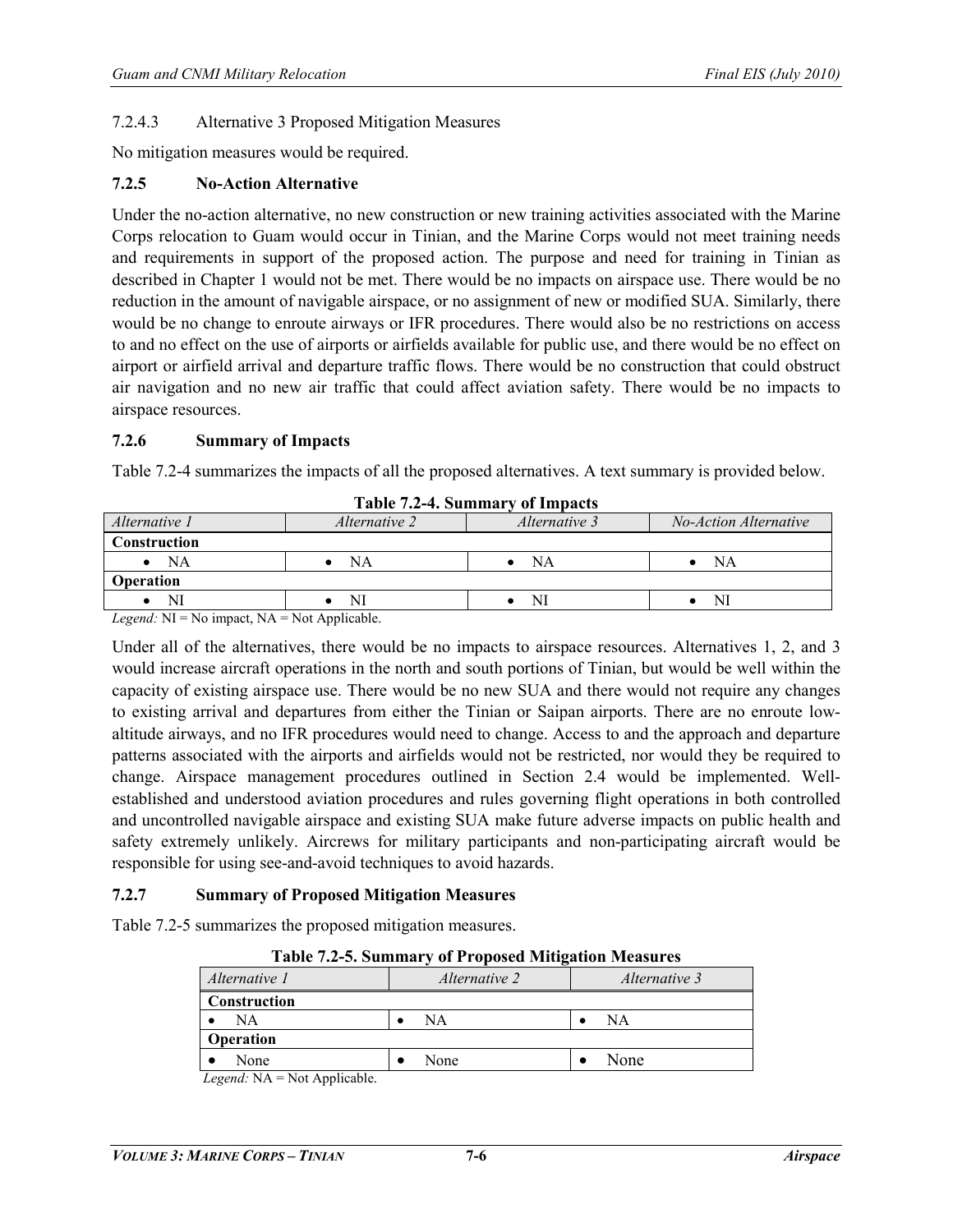#### 7.2.4.3 Alternative 3 Proposed Mitigation Measures

No mitigation measures would be required.

### 7.2.5 No-Action Alternative

Under the no-action alternative, no new construction or new training activities associated with the Marine Corps relocation to Guam would occur in Tinian, and the Marine Corps would not meet training needs and requirements in support of the proposed action. The purpose and need for training in Tinian as described in Chapter 1 would not be met. There would be no impacts on airspace use. There would be no reduction in the amount of navigable airspace, or no assignment of new or modified SUA. Similarly, there would be no change to enroute airways or IFR procedures. There would also be no restrictions on access to and no effect on the use of airports or airfields available for public use, and there would be no effect on airport or airfield arrival and departure traffic flows. There would be no construction that could obstruct air navigation and no new air traffic that could affect aviation safety. There would be no impacts to airspace resources.

### 7.2.6 Summary of Impacts

Table 7.2-4 summarizes the impacts of all the proposed alternatives. A text summary is provided below.

**Table 7.2-4. Summary of Impacts**

| *Alternative 1* | *Alternative 2* | *Alternative 3* | *No-Action Alternative* |
|---|---|---|---|
| **Construction** | | | |
| • NA | • NA | • NA | • NA |
| **Operation** | | | |
| • NI | • NI | • NI | • NI |

*Legend:* NI = No impact, NA = Not Applicable.

Under all of the alternatives, there would be no impacts to airspace resources. Alternatives 1, 2, and 3 would increase aircraft operations in the north and south portions of Tinian, but would be well within the capacity of existing airspace use. There would be no new SUA and there would not require any changes to existing arrival and departures from either the Tinian or Saipan airports. There are no enroute low-altitude airways, and no IFR procedures would need to change. Access to and the approach and departure patterns associated with the airports and airfields would not be restricted, nor would they be required to change. Airspace management procedures outlined in Section 2.4 would be implemented. Well-established and understood aviation procedures and rules governing flight operations in both controlled and uncontrolled navigable airspace and existing SUA make future adverse impacts on public health and safety extremely unlikely. Aircrews for military participants and non-participating aircraft would be responsible for using see-and-avoid techniques to avoid hazards.

### 7.2.7 Summary of Proposed Mitigation Measures

Table 7.2-5 summarizes the proposed mitigation measures.

**Table 7.2-5. Summary of Proposed Mitigation Measures**

| *Alternative 1* | *Alternative 2* | *Alternative 3* |
|---|---|---|
| **Construction** | | |
| • NA | • NA | • NA |
| **Operation** | | |
| • None | • None | • None |

*Legend:* NA = Not Applicable.